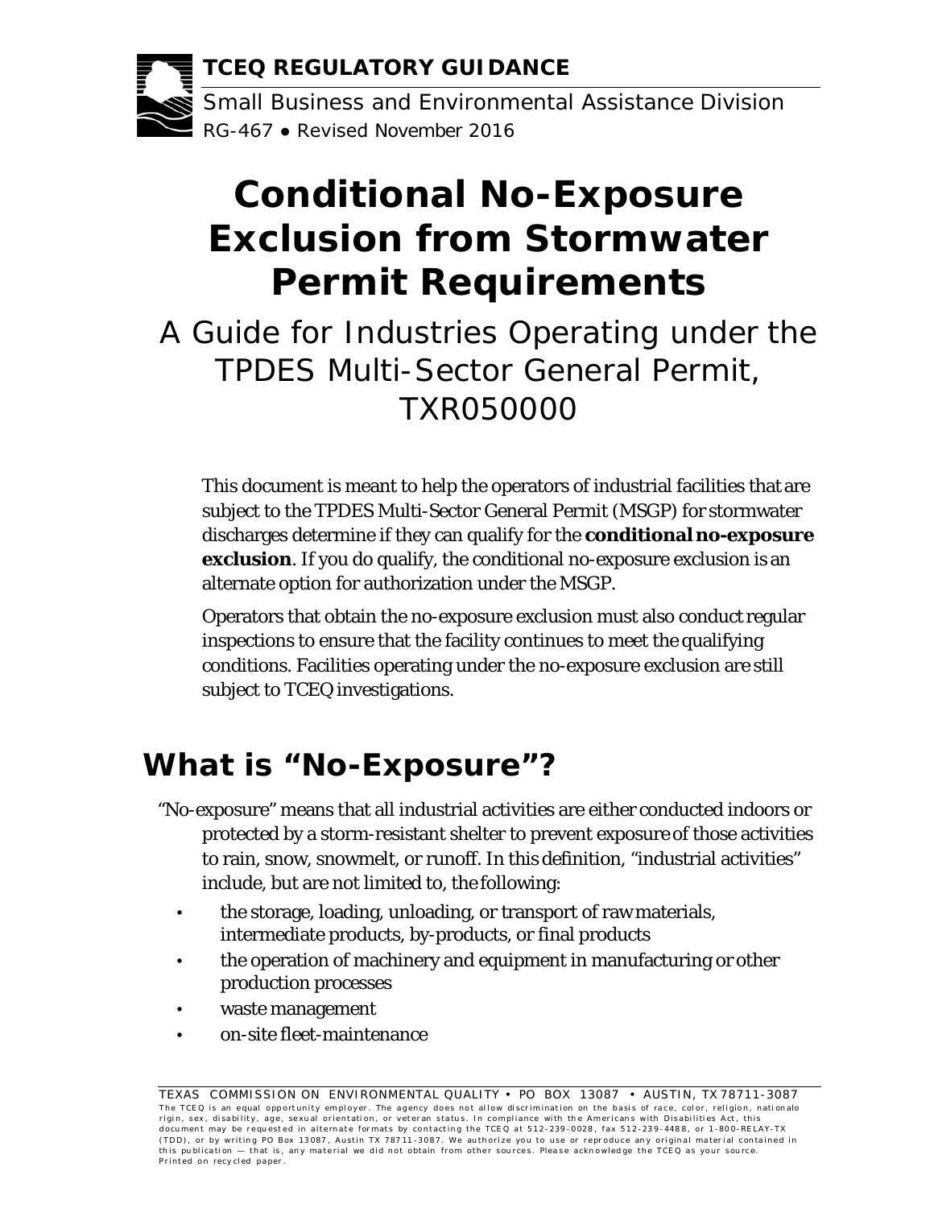**TCEQ REGULATORY GUIDANCE**

Small Business and Environmental Assistance Division

RG-467 ● Revised November 2016

# Conditional No-Exposure Exclusion from Stormwater Permit Requirements

## A Guide for Industries Operating under the TPDES Multi-Sector General Permit, TXR050000

This document is meant to help the operators of industrial facilities that are subject to the TPDES Multi-Sector General Permit (MSGP) for stormwater discharges determine if they can qualify for the **conditional no-exposure exclusion**. If you do qualify, the conditional no-exposure exclusion is an alternate option for authorization under the MSGP.

Operators that obtain the no-exposure exclusion must also conduct regular inspections to ensure that the facility continues to meet the qualifying conditions. Facilities operating under the no-exposure exclusion are still subject to TCEQ investigations.

## What is "No-Exposure"?

"No-exposure" means that all industrial activities are either conducted indoors or protected by a storm-resistant shelter to prevent exposure of those activities to rain, snow, snowmelt, or runoff. In this definition, "industrial activities" include, but are not limited to, the following:

- the storage, loading, unloading, or transport of raw materials, intermediate products, by-products, or final products
- the operation of machinery and equipment in manufacturing or other production processes
- waste management
- on-site fleet-maintenance

TEXAS COMMISSION ON ENVIRONMENTAL QUALITY • PO BOX 13087 • AUSTIN, TX 78711-3087

The TCEQ is an equal opportunity employer. The agency does not allow discrimination on the basis of race, color, religion, national origin, sex, disability, age, sexual orientation, or veteran status. In compliance with the Americans with Disabilities Act, this document may be requested in alternate formats by contacting the TCEQ at 512-239-0028, fax 512-239-4488, or 1-800-RELAY-TX (TDD), or by writing PO Box 13087, Austin TX 78711-3087. We authorize you to use or reproduce any original material contained in this publication — that is, any material we did not obtain from other sources. Please acknowledge the TCEQ as your source. Printed on recycled paper.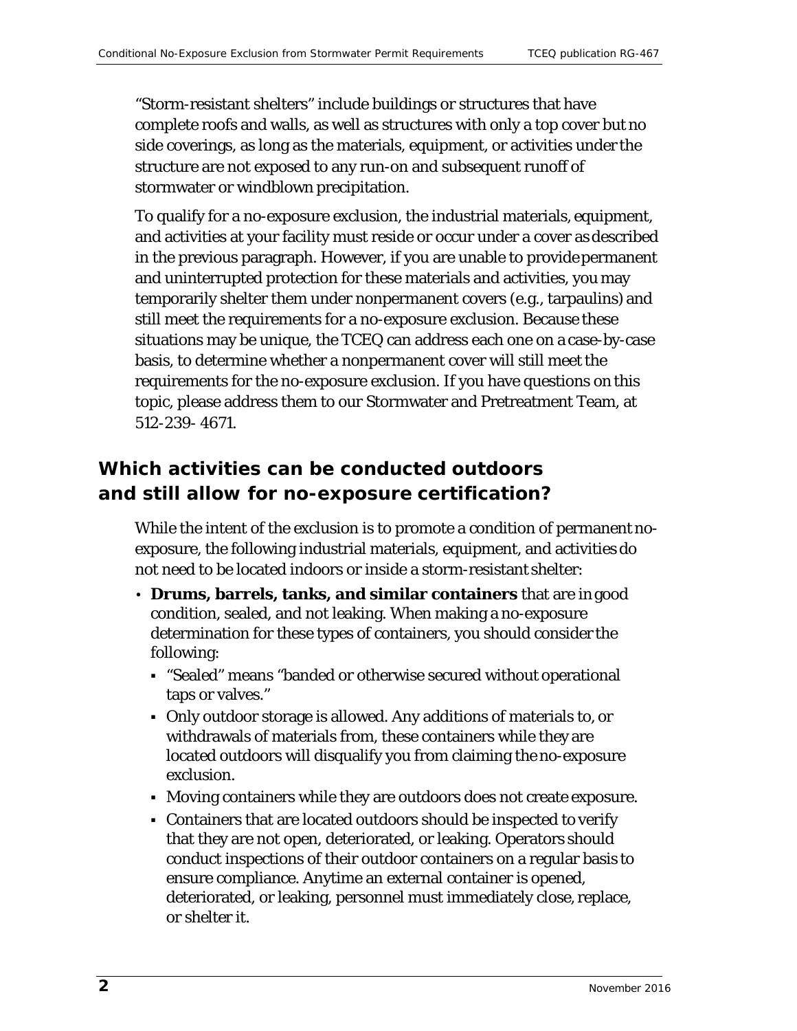"Storm-resistant shelters" include buildings or structures that have complete roofs and walls, as well as structures with only a top cover but no side coverings, as long as the materials, equipment, or activities under the structure are not exposed to any run-on and subsequent runoff of stormwater or windblown precipitation.

To qualify for a no-exposure exclusion, the industrial materials, equipment, and activities at your facility must reside or occur under a cover as described in the previous paragraph. However, if you are unable to provide permanent and uninterrupted protection for these materials and activities, you may temporarily shelter them under nonpermanent covers (e.g., tarpaulins) and still meet the requirements for a no-exposure exclusion. Because these situations may be unique, the TCEQ can address each one on a case-by-case basis, to determine whether a nonpermanent cover will still meet the requirements for the no-exposure exclusion. If you have questions on this topic, please address them to our Stormwater and Pretreatment Team, at 512-239- 4671.

## Which activities can be conducted outdoors and still allow for no-exposure certification?

While the intent of the exclusion is to promote a condition of permanent no-exposure, the following industrial materials, equipment, and activities do not need to be located indoors or inside a storm-resistant shelter:

- **Drums, barrels, tanks, and similar containers** that are in good condition, sealed, and not leaking. When making a no-exposure determination for these types of containers, you should consider the following:
  - "Sealed" means "banded or otherwise secured without operational taps or valves."
  - Only outdoor storage is allowed. Any additions of materials to, or withdrawals of materials from, these containers while they are located outdoors will disqualify you from claiming the no-exposure exclusion.
  - Moving containers while they are outdoors does not create exposure.
  - Containers that are located outdoors should be inspected to verify that they are not open, deteriorated, or leaking. Operators should conduct inspections of their outdoor containers on a regular basis to ensure compliance. Anytime an external container is opened, deteriorated, or leaking, personnel must immediately close, replace, or shelter it.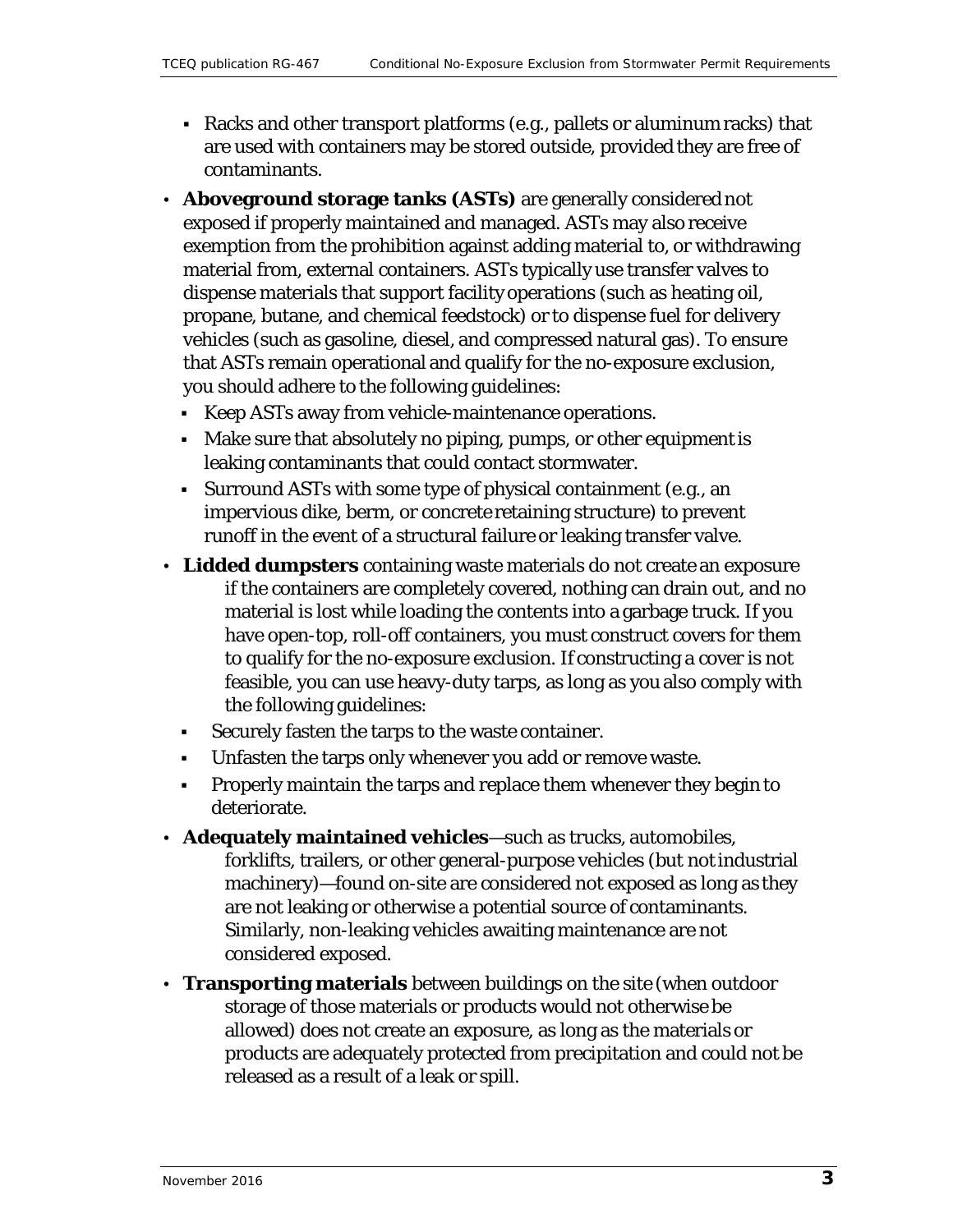- Racks and other transport platforms (e.g., pallets or aluminum racks) that are used with containers may be stored outside, provided they are free of contaminants.
- **Aboveground storage tanks (ASTs)** are generally considered not exposed if properly maintained and managed. ASTs may also receive exemption from the prohibition against adding material to, or withdrawing material from, external containers. ASTs typically use transfer valves to dispense materials that support facility operations (such as heating oil, propane, butane, and chemical feedstock) or to dispense fuel for delivery vehicles (such as gasoline, diesel, and compressed natural gas). To ensure that ASTs remain operational and qualify for the no-exposure exclusion, you should adhere to the following guidelines:
    - Keep ASTs away from vehicle-maintenance operations.
    - Make sure that absolutely no piping, pumps, or other equipment is leaking contaminants that could contact stormwater.
    - Surround ASTs with some type of physical containment (e.g., an impervious dike, berm, or concrete retaining structure) to prevent runoff in the event of a structural failure or leaking transfer valve.
- **Lidded dumpsters** containing waste materials do not create an exposure if the containers are completely covered, nothing can drain out, and no material is lost while loading the contents into a garbage truck. If you have open-top, roll-off containers, you must construct covers for them to qualify for the no-exposure exclusion. If constructing a cover is not feasible, you can use heavy-duty tarps, as long as you also comply with the following guidelines:
    - Securely fasten the tarps to the waste container.
    - Unfasten the tarps only whenever you add or remove waste.
    - Properly maintain the tarps and replace them whenever they begin to deteriorate.
- **Adequately maintained vehicles**—such as trucks, automobiles, forklifts, trailers, or other general-purpose vehicles (but not industrial machinery)—found on-site are considered not exposed as long as they are not leaking or otherwise a potential source of contaminants. Similarly, non-leaking vehicles awaiting maintenance are not considered exposed.
- **Transporting materials** between buildings on the site (when outdoor storage of those materials or products would not otherwise be allowed) does not create an exposure, as long as the materials or products are adequately protected from precipitation and could not be released as a result of a leak or spill.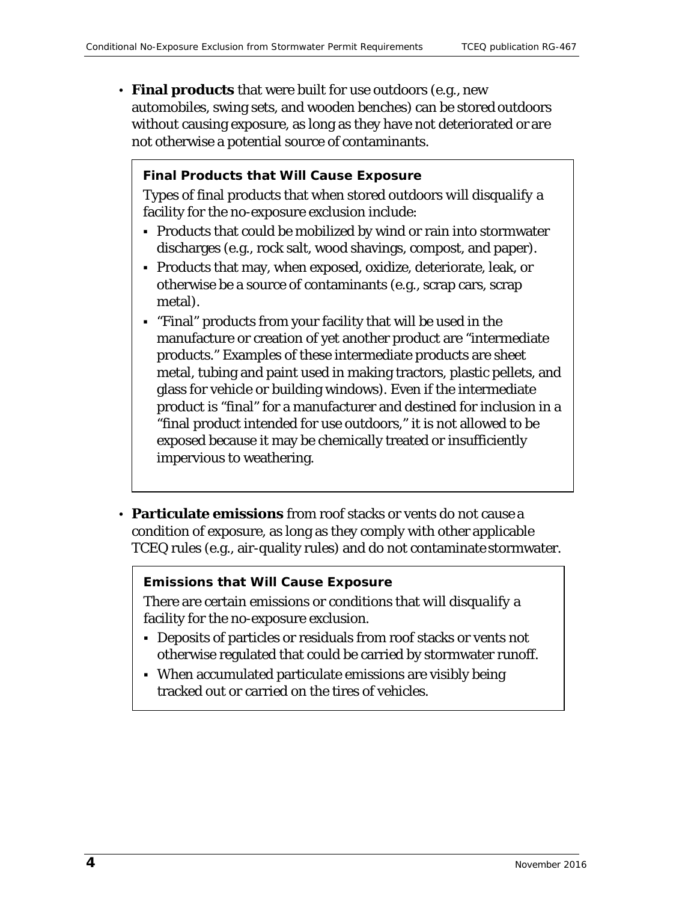- **Final products** that were built for use outdoors (e.g., new automobiles, swing sets, and wooden benches) can be stored outdoors without causing exposure, as long as they have not deteriorated or are not otherwise a potential source of contaminants.

> **Final Products that Will Cause Exposure**
>
> Types of final products that when stored outdoors will disqualify a facility for the no-exposure exclusion include:
>
> - Products that could be mobilized by wind or rain into stormwater discharges (e.g., rock salt, wood shavings, compost, and paper).
> - Products that may, when exposed, oxidize, deteriorate, leak, or otherwise be a source of contaminants (e.g., scrap cars, scrap metal).
> - "Final" products from your facility that will be used in the manufacture or creation of yet another product are "intermediate products." Examples of these intermediate products are sheet metal, tubing and paint used in making tractors, plastic pellets, and glass for vehicle or building windows). Even if the intermediate product is "final" for a manufacturer and destined for inclusion in a "final product intended for use outdoors," it is not allowed to be exposed because it may be chemically treated or insufficiently impervious to weathering.

- **Particulate emissions** from roof stacks or vents do not cause a condition of exposure, as long as they comply with other applicable TCEQ rules (e.g., air-quality rules) and do not contaminate stormwater.

> **Emissions that Will Cause Exposure**
>
> There are certain emissions or conditions that will disqualify a facility for the no-exposure exclusion.
>
> - Deposits of particles or residuals from roof stacks or vents not otherwise regulated that could be carried by stormwater runoff.
> - When accumulated particulate emissions are visibly being tracked out or carried on the tires of vehicles.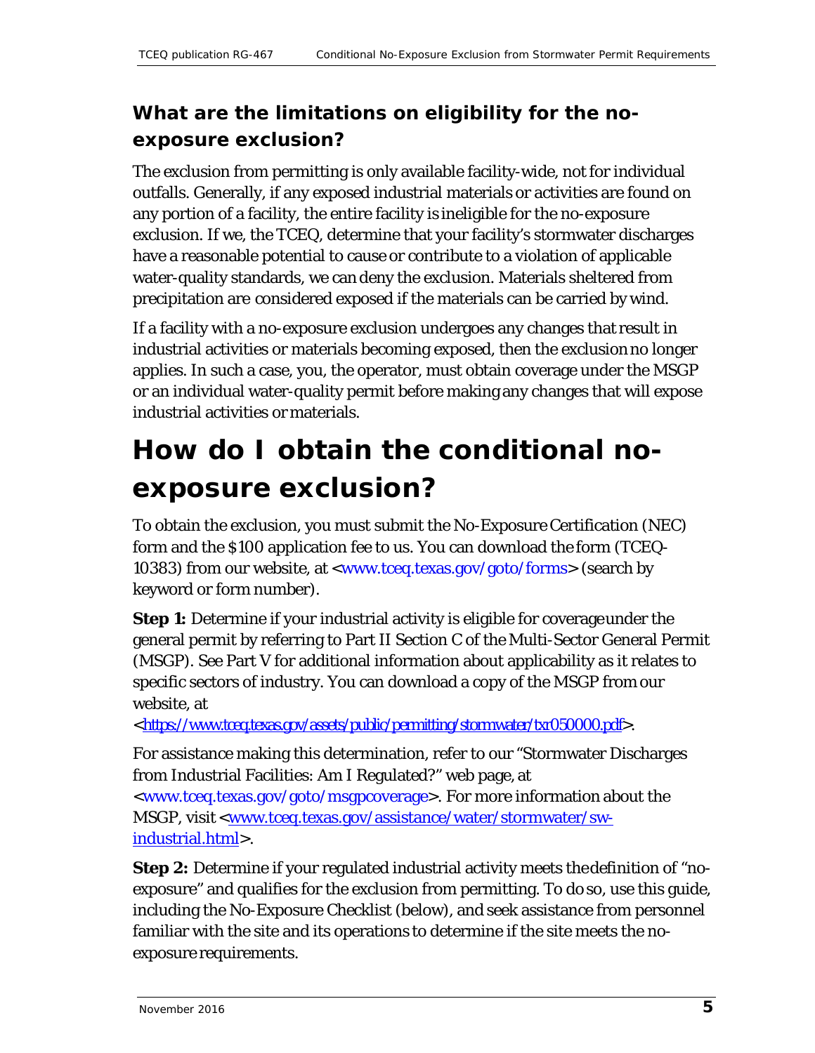### What are the limitations on eligibility for the no-exposure exclusion?

The exclusion from permitting is only available facility-wide, not for individual outfalls. Generally, if any exposed industrial materials or activities are found on any portion of a facility, the entire facility is ineligible for the no-exposure exclusion. If we, the TCEQ, determine that your facility's stormwater discharges have a reasonable potential to cause or contribute to a violation of applicable water-quality standards, we can deny the exclusion. Materials sheltered from precipitation are considered exposed if the materials can be carried by wind.

If a facility with a no-exposure exclusion undergoes any changes that result in industrial activities or materials becoming exposed, then the exclusion no longer applies. In such a case, you, the operator, must obtain coverage under the MSGP or an individual water-quality permit before making any changes that will expose industrial activities or materials.

# How do I obtain the conditional no-exposure exclusion?

To obtain the exclusion, you must submit the No-Exposure Certification (NEC) form and the $100 application fee to us. You can download the form (TCEQ-10383) from our website, at <www.tceq.texas.gov/goto/forms> (search by keyword or form number).

**Step 1:** Determine if your industrial activity is eligible for coverage under the general permit by referring to Part II Section C of the Multi-Sector General Permit (MSGP). See Part V for additional information about applicability as it relates to specific sectors of industry. You can download a copy of the MSGP from our website, at <https://www.tceq.texas.gov/assets/public/permitting/stormwater/txr050000.pdf>.

For assistance making this determination, refer to our "Stormwater Discharges from Industrial Facilities: Am I Regulated?" web page, at <www.tceq.texas.gov/goto/msgpcoverage>. For more information about the MSGP, visit <www.tceq.texas.gov/assistance/water/stormwater/sw-industrial.html>.

**Step 2:** Determine if your regulated industrial activity meets the definition of "no-exposure" and qualifies for the exclusion from permitting. To do so, use this guide, including the No-Exposure Checklist (below), and seek assistance from personnel familiar with the site and its operations to determine if the site meets the no-exposure requirements.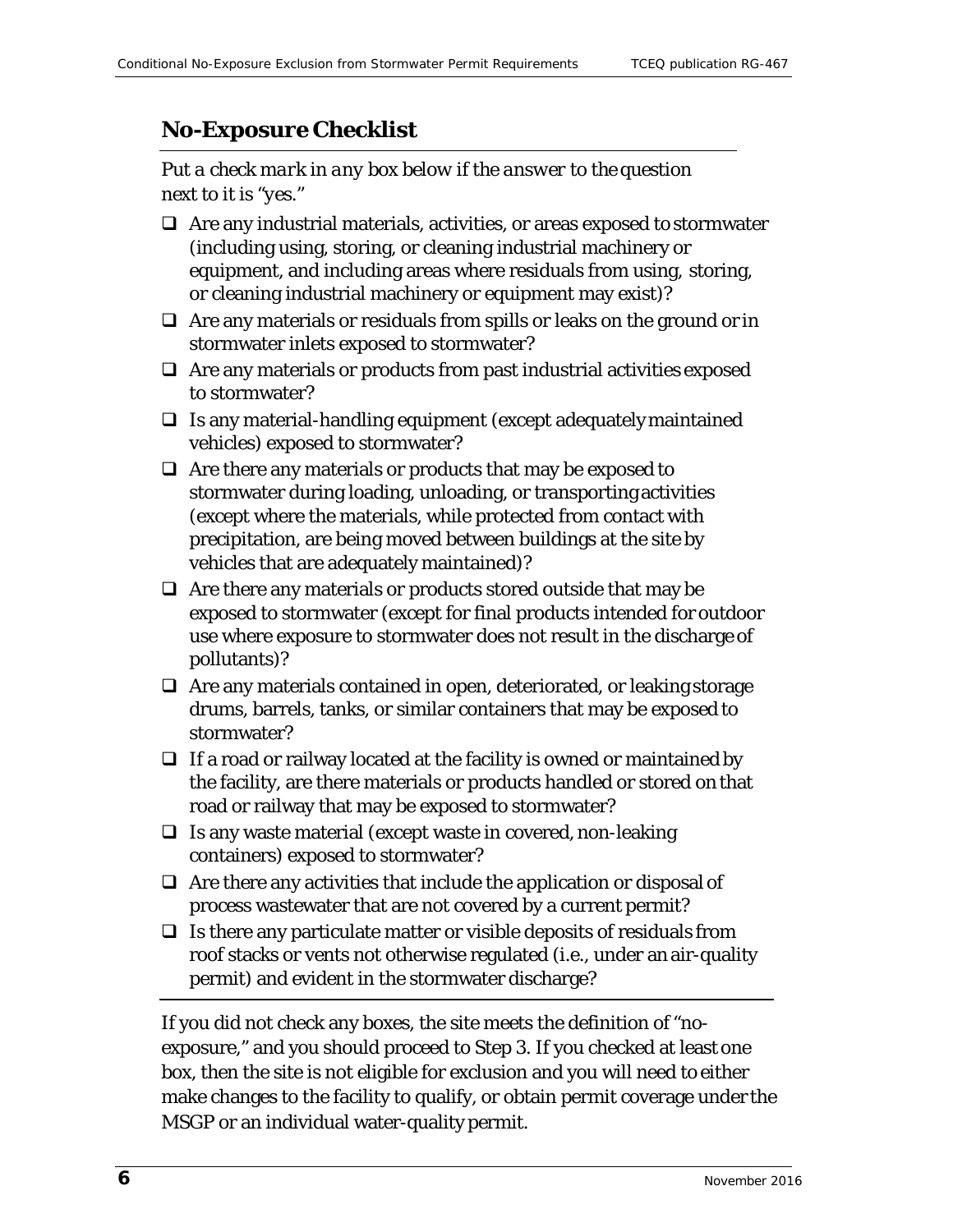## No-Exposure Checklist

*Put a check mark in any box below if the answer to the question next to it is "yes."*

- ❑ Are any industrial materials, activities, or areas exposed to stormwater (including using, storing, or cleaning industrial machinery or equipment, and including areas where residuals from using, storing, or cleaning industrial machinery or equipment may exist)?
- ❑ Are any materials or residuals from spills or leaks on the ground or in stormwater inlets exposed to stormwater?
- ❑ Are any materials or products from past industrial activities exposed to stormwater?
- ❑ Is any material-handling equipment (except adequately maintained vehicles) exposed to stormwater?
- ❑ Are there any materials or products that may be exposed to stormwater during loading, unloading, or transporting activities (except where the materials, while protected from contact with precipitation, are being moved between buildings at the site by vehicles that are adequately maintained)?
- ❑ Are there any materials or products stored outside that may be exposed to stormwater (except for final products intended for outdoor use where exposure to stormwater does not result in the discharge of pollutants)?
- ❑ Are any materials contained in open, deteriorated, or leaking storage drums, barrels, tanks, or similar containers that may be exposed to stormwater?
- ❑ If a road or railway located at the facility is owned or maintained by the facility, are there materials or products handled or stored on that road or railway that may be exposed to stormwater?
- ❑ Is any waste material (except waste in covered, non-leaking containers) exposed to stormwater?
- ❑ Are there any activities that include the application or disposal of process wastewater that are not covered by a current permit?
- ❑ Is there any particulate matter or visible deposits of residuals from roof stacks or vents not otherwise regulated (i.e., under an air-quality permit) and evident in the stormwater discharge?

If you did not check any boxes, the site meets the definition of "no-exposure," and you should proceed to Step 3. If you checked at least one box, then the site is not eligible for exclusion and you will need to either make changes to the facility to qualify, or obtain permit coverage under the MSGP or an individual water-quality permit.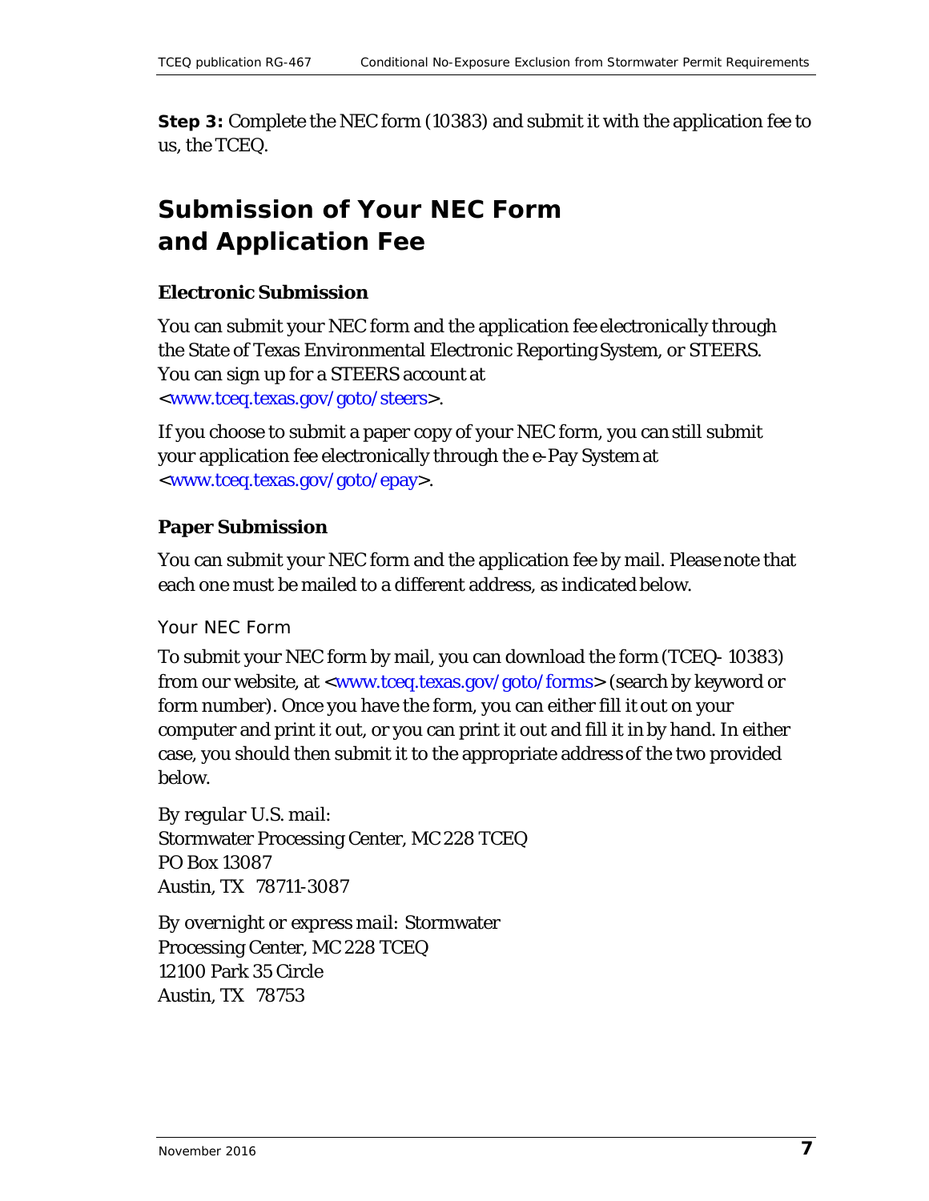**Step 3:** Complete the NEC form (10383) and submit it with the application fee to us, the TCEQ.

## Submission of Your NEC Form and Application Fee

### Electronic Submission

You can submit your NEC form and the application fee electronically through the State of Texas Environmental Electronic Reporting System, or STEERS. You can sign up for a STEERS account at <www.tceq.texas.gov/goto/steers>.

If you choose to submit a paper copy of your NEC form, you can still submit your application fee electronically through the e-Pay System at <www.tceq.texas.gov/goto/epay>.

### Paper Submission

You can submit your NEC form and the application fee by mail. Please note that each one must be mailed to a different address, as indicated below.

#### Your NEC Form

To submit your NEC form by mail, you can download the form (TCEQ- 10383) from our website, at <www.tceq.texas.gov/goto/forms> (search by keyword or form number). Once you have the form, you can either fill it out on your computer and print it out, or you can print it out and fill it in by hand. In either case, you should then submit it to the appropriate address of the two provided below.

*By regular U.S. mail:*
Stormwater Processing Center, MC 228 TCEQ
PO Box 13087
Austin, TX 78711-3087

*By overnight or express mail:* Stormwater Processing Center, MC 228 TCEQ
12100 Park 35 Circle
Austin, TX 78753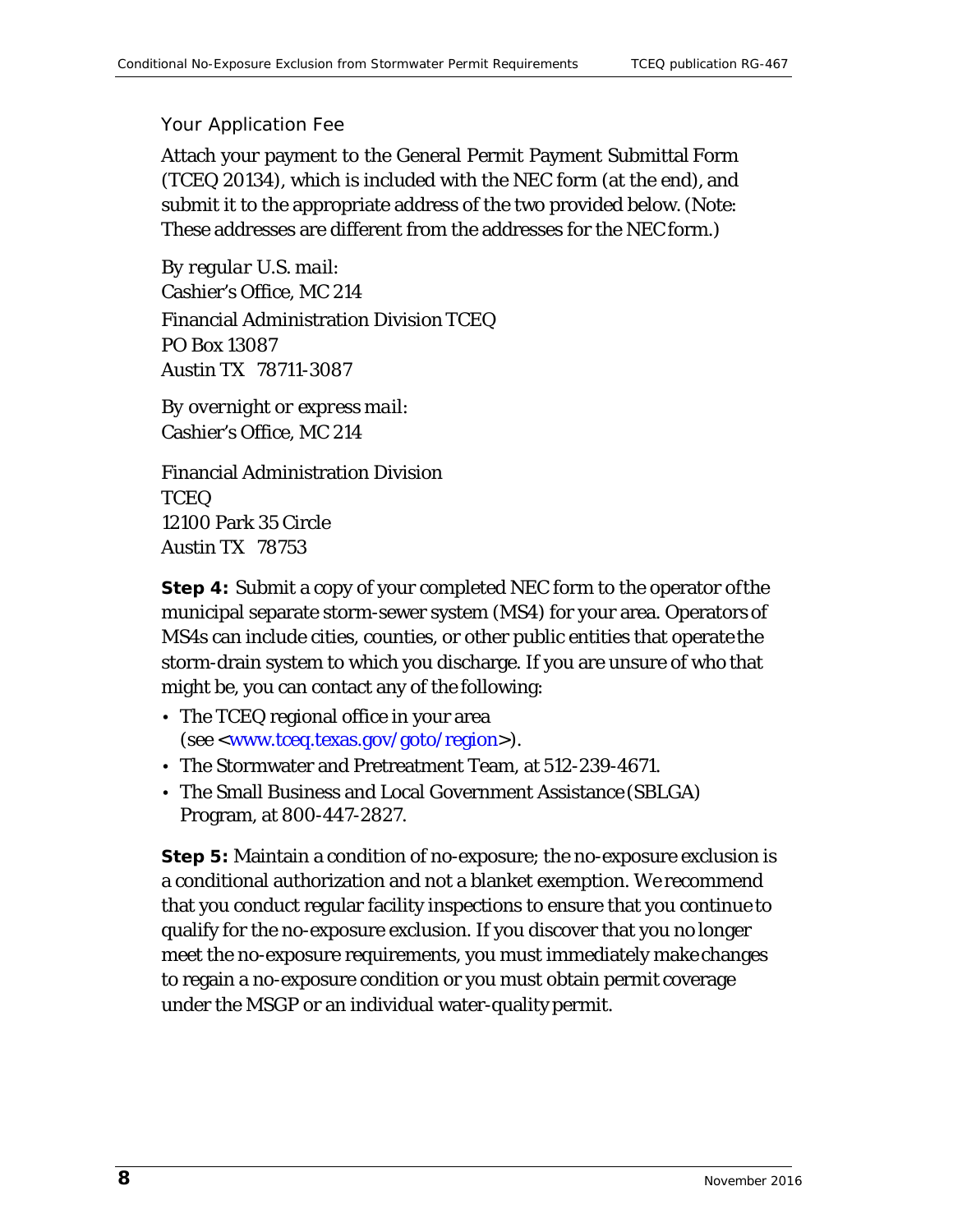### Your Application Fee

Attach your payment to the General Permit Payment Submittal Form (TCEQ 20134), which is included with the NEC form (at the end), and submit it to the appropriate address of the two provided below. (Note: These addresses are different from the addresses for the NEC form.)

*By regular U.S. mail:*
Cashier's Office, MC 214
Financial Administration Division TCEQ
PO Box 13087
Austin TX 78711-3087

*By overnight or express mail:*
Cashier's Office, MC 214

Financial Administration Division
TCEQ
12100 Park 35 Circle
Austin TX 78753

**Step 4:** Submit a copy of your completed NEC form to the operator of the municipal separate storm-sewer system (MS4) for your area. Operators of MS4s can include cities, counties, or other public entities that operate the storm-drain system to which you discharge. If you are unsure of who that might be, you can contact any of the following:

- The TCEQ regional office in your area (see <www.tceq.texas.gov/goto/region>).
- The Stormwater and Pretreatment Team, at 512-239-4671.
- The Small Business and Local Government Assistance (SBLGA) Program, at 800-447-2827.

**Step 5:** Maintain a condition of no-exposure; the no-exposure exclusion is a conditional authorization and not a blanket exemption. We recommend that you conduct regular facility inspections to ensure that you continue to qualify for the no-exposure exclusion. If you discover that you no longer meet the no-exposure requirements, you must immediately make changes to regain a no-exposure condition or you must obtain permit coverage under the MSGP or an individual water-quality permit.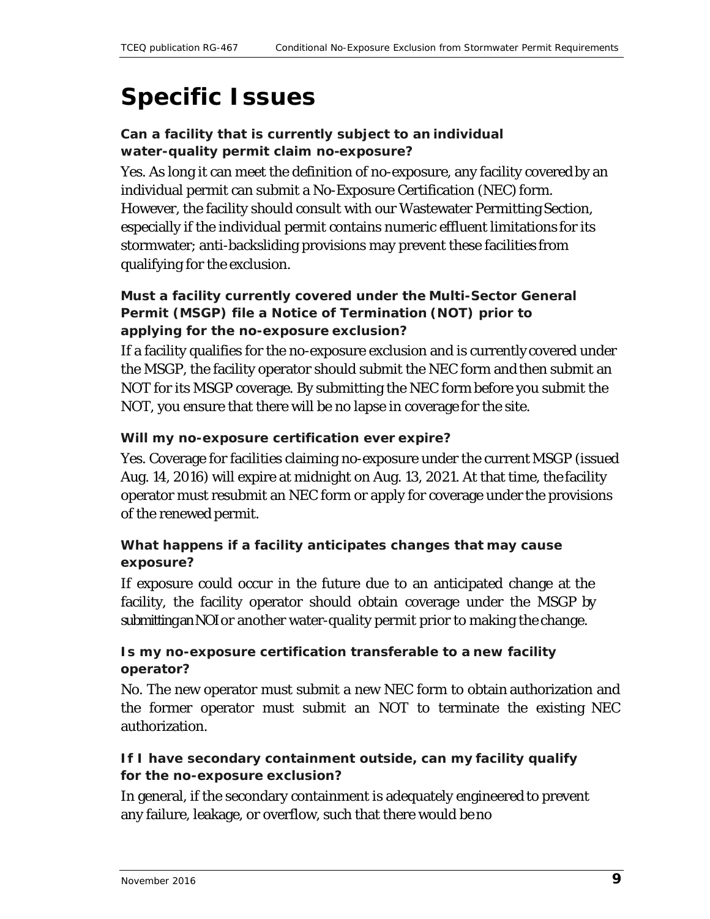# Specific Issues

### Can a facility that is currently subject to an individual water-quality permit claim no-exposure?

Yes. As long it can meet the definition of no-exposure, any facility covered by an individual permit can submit a No-Exposure Certification (NEC) form. However, the facility should consult with our Wastewater Permitting Section, especially if the individual permit contains numeric effluent limitations for its stormwater; anti-backsliding provisions may prevent these facilities from qualifying for the exclusion.

### Must a facility currently covered under the Multi-Sector General Permit (MSGP) file a Notice of Termination (NOT) prior to applying for the no-exposure exclusion?

If a facility qualifies for the no-exposure exclusion and is currently covered under the MSGP, the facility operator should submit the NEC form and then submit an NOT for its MSGP coverage. By submitting the NEC form before you submit the NOT, you ensure that there will be no lapse in coverage for the site.

### Will my no-exposure certification ever expire?

Yes. Coverage for facilities claiming no-exposure under the current MSGP (issued Aug. 14, 2016) will expire at midnight on Aug. 13, 2021. At that time, the facility operator must resubmit an NEC form or apply for coverage under the provisions of the renewed permit.

### What happens if a facility anticipates changes that may cause exposure?

If exposure could occur in the future due to an anticipated change at the facility, the facility operator should obtain coverage under the MSGP by submitting an NOI or another water-quality permit prior to making the change.

### Is my no-exposure certification transferable to a new facility operator?

No. The new operator must submit a new NEC form to obtain authorization and the former operator must submit an NOT to terminate the existing NEC authorization.

### If I have secondary containment outside, can my facility qualify for the no-exposure exclusion?

In general, if the secondary containment is adequately engineered to prevent any failure, leakage, or overflow, such that there would be no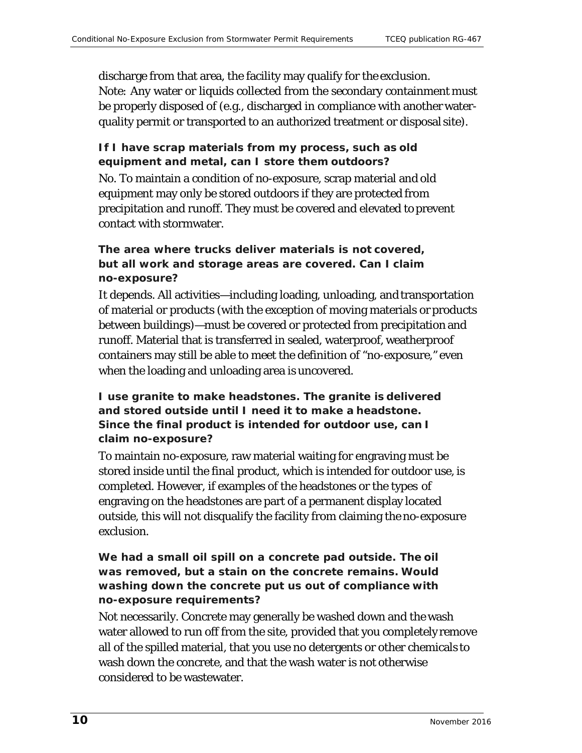discharge from that area, the facility may qualify for the exclusion. Note: Any water or liquids collected from the secondary containment must be properly disposed of (e.g., discharged in compliance with another water-quality permit or transported to an authorized treatment or disposal site).

**If I have scrap materials from my process, such as old equipment and metal, can I store them outdoors?**

No. To maintain a condition of no-exposure, scrap material and old equipment may only be stored outdoors if they are protected from precipitation and runoff. They must be covered and elevated to prevent contact with stormwater.

**The area where trucks deliver materials is not covered, but all work and storage areas are covered. Can I claim no-exposure?**

It depends. All activities—including loading, unloading, and transportation of material or products (with the exception of moving materials or products between buildings)—must be covered or protected from precipitation and runoff. Material that is transferred in sealed, waterproof, weatherproof containers may still be able to meet the definition of "no-exposure," even when the loading and unloading area is uncovered.

**I use granite to make headstones. The granite is delivered and stored outside until I need it to make a headstone. Since the final product is intended for outdoor use, can I claim no-exposure?**

To maintain no-exposure, raw material waiting for engraving must be stored inside until the final product, which is intended for outdoor use, is completed. However, if examples of the headstones or the types of engraving on the headstones are part of a permanent display located outside, this will not disqualify the facility from claiming the no-exposure exclusion.

**We had a small oil spill on a concrete pad outside. The oil was removed, but a stain on the concrete remains. Would washing down the concrete put us out of compliance with no-exposure requirements?**

Not necessarily. Concrete may generally be washed down and the wash water allowed to run off from the site, provided that you completely remove all of the spilled material, that you use no detergents or other chemicals to wash down the concrete, and that the wash water is not otherwise considered to be wastewater.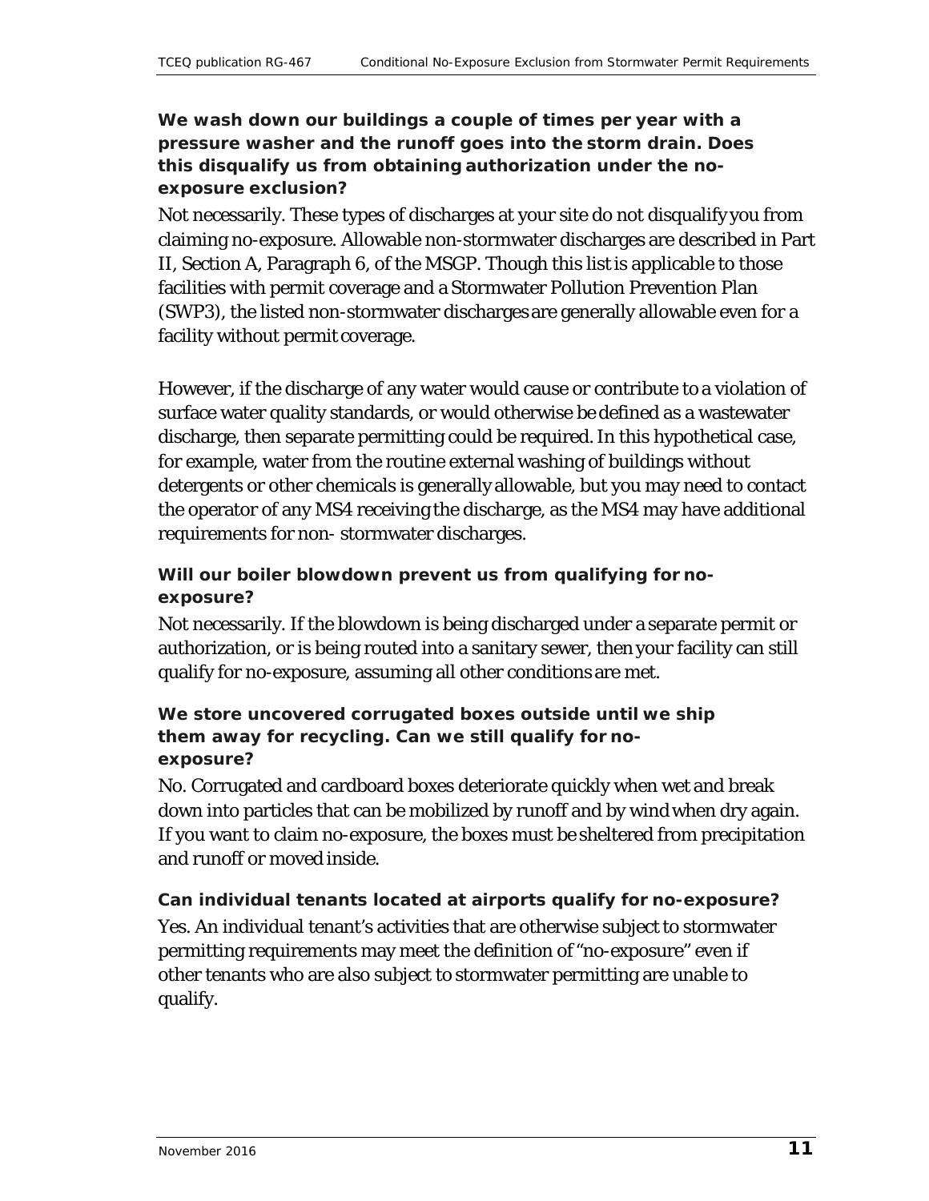### We wash down our buildings a couple of times per year with a pressure washer and the runoff goes into the storm drain. Does this disqualify us from obtaining authorization under the no-exposure exclusion?

Not necessarily. These types of discharges at your site do not disqualify you from claiming no-exposure. Allowable non-stormwater discharges are described in Part II, Section A, Paragraph 6, of the MSGP. Though this list is applicable to those facilities with permit coverage and a Stormwater Pollution Prevention Plan (SWP3), the listed non-stormwater discharges are generally allowable even for a facility without permit coverage.

However, if the discharge of any water would cause or contribute to a violation of surface water quality standards, or would otherwise be defined as a wastewater discharge, then separate permitting could be required. In this hypothetical case, for example, water from the routine external washing of buildings without detergents or other chemicals is generally allowable, but you may need to contact the operator of any MS4 receiving the discharge, as the MS4 may have additional requirements for non- stormwater discharges.

### Will our boiler blowdown prevent us from qualifying for no-exposure?

Not necessarily. If the blowdown is being discharged under a separate permit or authorization, or is being routed into a sanitary sewer, then your facility can still qualify for no-exposure, assuming all other conditions are met.

### We store uncovered corrugated boxes outside until we ship them away for recycling. Can we still qualify for no-exposure?

No. Corrugated and cardboard boxes deteriorate quickly when wet and break down into particles that can be mobilized by runoff and by wind when dry again. If you want to claim no-exposure, the boxes must be sheltered from precipitation and runoff or moved inside.

### Can individual tenants located at airports qualify for no-exposure?

Yes. An individual tenant's activities that are otherwise subject to stormwater permitting requirements may meet the definition of "no-exposure" even if other tenants who are also subject to stormwater permitting are unable to qualify.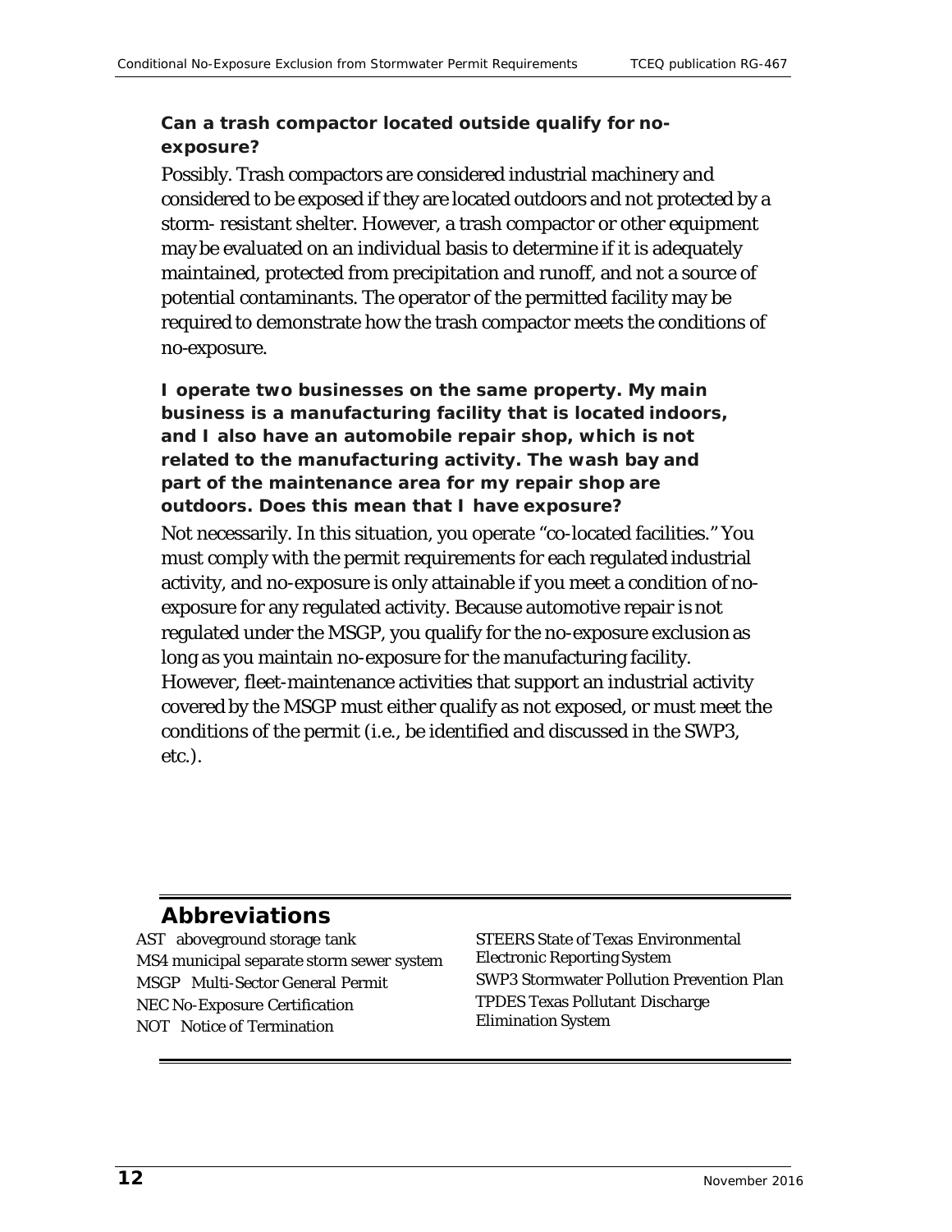### Can a trash compactor located outside qualify for no-exposure?

Possibly. Trash compactors are considered industrial machinery and considered to be exposed if they are located outdoors and not protected by a storm- resistant shelter. However, a trash compactor or other equipment may be evaluated on an individual basis to determine if it is adequately maintained, protected from precipitation and runoff, and not a source of potential contaminants. The operator of the permitted facility may be required to demonstrate how the trash compactor meets the conditions of no-exposure.

### I operate two businesses on the same property. My main business is a manufacturing facility that is located indoors, and I also have an automobile repair shop, which is not related to the manufacturing activity. The wash bay and part of the maintenance area for my repair shop are outdoors. Does this mean that I have exposure?

Not necessarily. In this situation, you operate "co-located facilities." You must comply with the permit requirements for each regulated industrial activity, and no-exposure is only attainable if you meet a condition of no-exposure for any regulated activity. Because automotive repair is not regulated under the MSGP, you qualify for the no-exposure exclusion as long as you maintain no-exposure for the manufacturing facility. However, fleet-maintenance activities that support an industrial activity covered by the MSGP must either qualify as not exposed, or must meet the conditions of the permit (i.e., be identified and discussed in the SWP3, etc.).

## Abbreviations

AST aboveground storage tank

MS4 municipal separate storm sewer system

MSGP Multi-Sector General Permit

NEC No-Exposure Certification

NOT Notice of Termination

STEERS State of Texas Environmental Electronic Reporting System

SWP3 Stormwater Pollution Prevention Plan

TPDES Texas Pollutant Discharge Elimination System